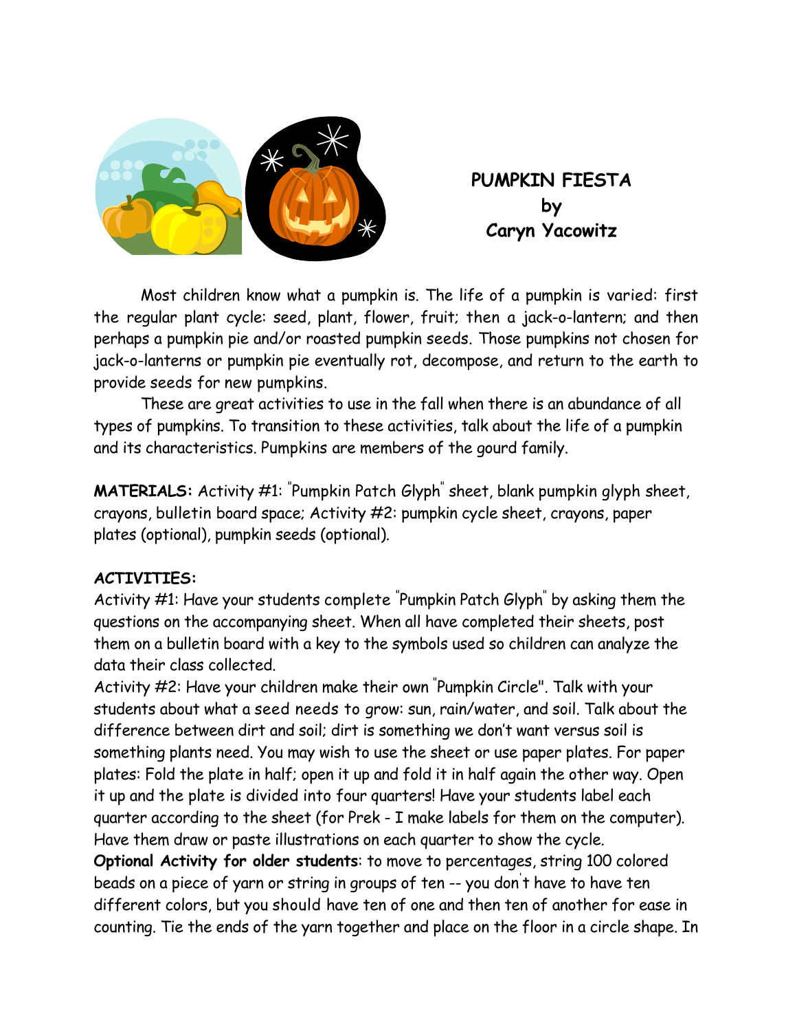# PUMPKIN FIESTA
by
Caryn Yacowitz

Most children know what a pumpkin is. The life of a pumpkin is varied: first the regular plant cycle: seed, plant, flower, fruit; then a jack-o-lantern; and then perhaps a pumpkin pie and/or roasted pumpkin seeds. Those pumpkins not chosen for jack-o-lanterns or pumpkin pie eventually rot, decompose, and return to the earth to provide seeds for new pumpkins.

These are great activities to use in the fall when there is an abundance of all types of pumpkins. To transition to these activities, talk about the life of a pumpkin and its characteristics. Pumpkins are members of the gourd family.

**MATERIALS:** Activity #1: "Pumpkin Patch Glyph" sheet, blank pumpkin glyph sheet, crayons, bulletin board space; Activity #2: pumpkin cycle sheet, crayons, paper plates (optional), pumpkin seeds (optional).

**ACTIVITIES:**

Activity #1: Have your students complete "Pumpkin Patch Glyph" by asking them the questions on the accompanying sheet. When all have completed their sheets, post them on a bulletin board with a key to the symbols used so children can analyze the data their class collected.

Activity #2: Have your children make their own "Pumpkin Circle". Talk with your students about what a seed needs to grow: sun, rain/water, and soil. Talk about the difference between dirt and soil; dirt is something we don't want versus soil is something plants need. You may wish to use the sheet or use paper plates. For paper plates: Fold the plate in half; open it up and fold it in half again the other way. Open it up and the plate is divided into four quarters! Have your students label each quarter according to the sheet (for Prek - I make labels for them on the computer). Have them draw or paste illustrations on each quarter to show the cycle.

**Optional Activity for older students**: to move to percentages, string 100 colored beads on a piece of yarn or string in groups of ten -- you don't have to have ten different colors, but you should have ten of one and then ten of another for ease in counting. Tie the ends of the yarn together and place on the floor in a circle shape. In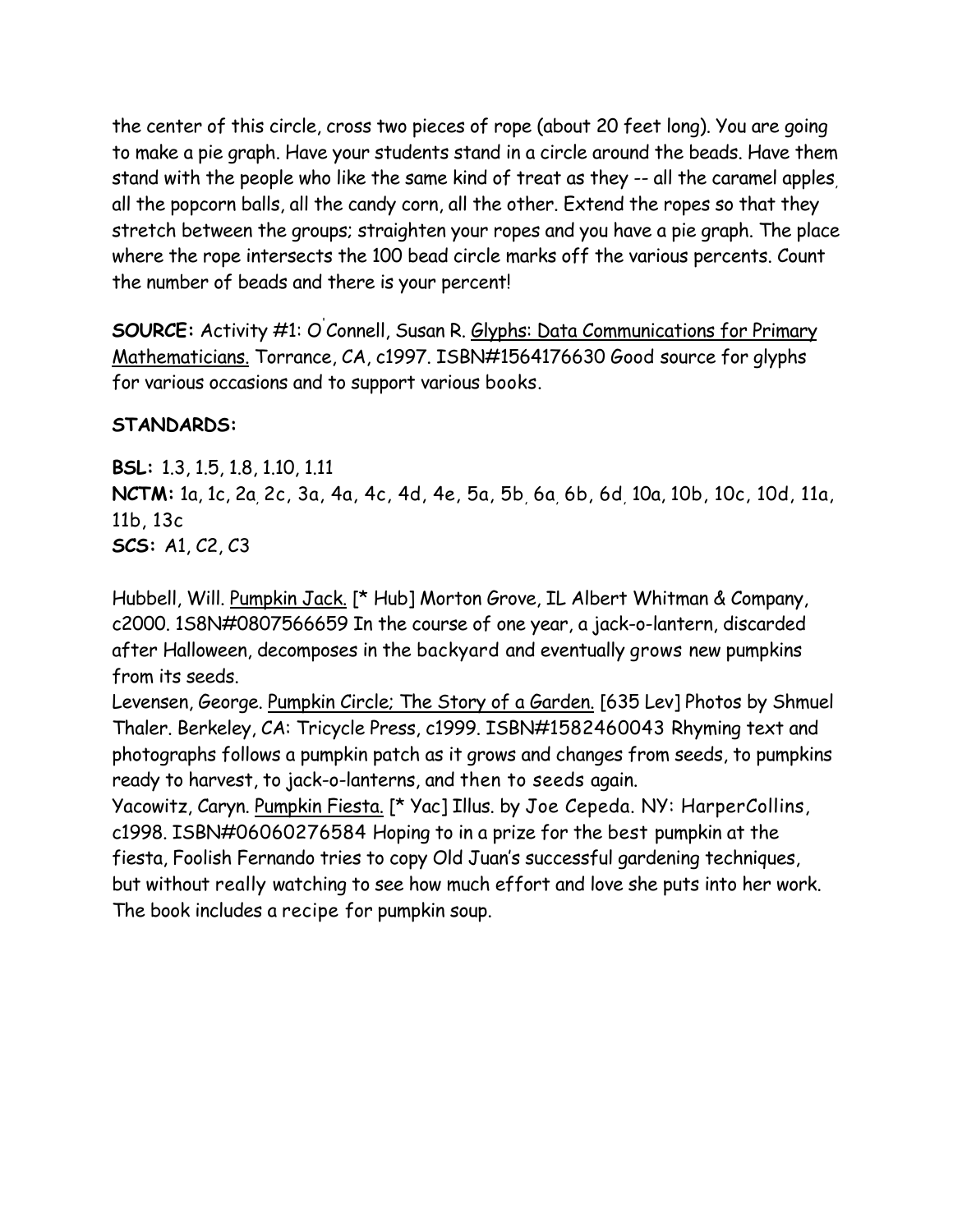the center of this circle, cross two pieces of rope (about 20 feet long). You are going to make a pie graph. Have your students stand in a circle around the beads. Have them stand with the people who like the same kind of treat as they -- all the caramel apples, all the popcorn balls, all the candy corn, all the other. Extend the ropes so that they stretch between the groups; straighten your ropes and you have a pie graph. The place where the rope intersects the 100 bead circle marks off the various percents. Count the number of beads and there is your percent!

**SOURCE:** Activity #1: O'Connell, Susan R. Glyphs: Data Communications for Primary Mathematicians. Torrance, CA, c1997. ISBN#1564176630 Good source for glyphs for various occasions and to support various books.

**STANDARDS:**

**BSL:** 1.3, 1.5, 1.8, 1.10, 1.11
**NCTM:** 1a, 1c, 2a, 2c, 3a, 4a, 4c, 4d, 4e, 5a, 5b, 6a, 6b, 6d, 10a, 10b, 10c, 10d, 11a, 11b, 13c
**SCS:** A1, C2, C3

Hubbell, Will. Pumpkin Jack. [* Hub] Morton Grove, IL Albert Whitman & Company, c2000. 1S8N#0807566659 In the course of one year, a jack-o-lantern, discarded after Halloween, decomposes in the backyard and eventually grows new pumpkins from its seeds.
Levensen, George. Pumpkin Circle; The Story of a Garden. [635 Lev] Photos by Shmuel Thaler. Berkeley, CA: Tricycle Press, c1999. ISBN#1582460043 Rhyming text and photographs follows a pumpkin patch as it grows and changes from seeds, to pumpkins ready to harvest, to jack-o-lanterns, and then to seeds again.
Yacowitz, Caryn. Pumpkin Fiesta. [* Yac] Illus. by Joe Cepeda. NY: HarperCollins, c1998. ISBN#06060276584 Hoping to in a prize for the best pumpkin at the fiesta, Foolish Fernando tries to copy Old Juan's successful gardening techniques, but without really watching to see how much effort and love she puts into her work. The book includes a recipe for pumpkin soup.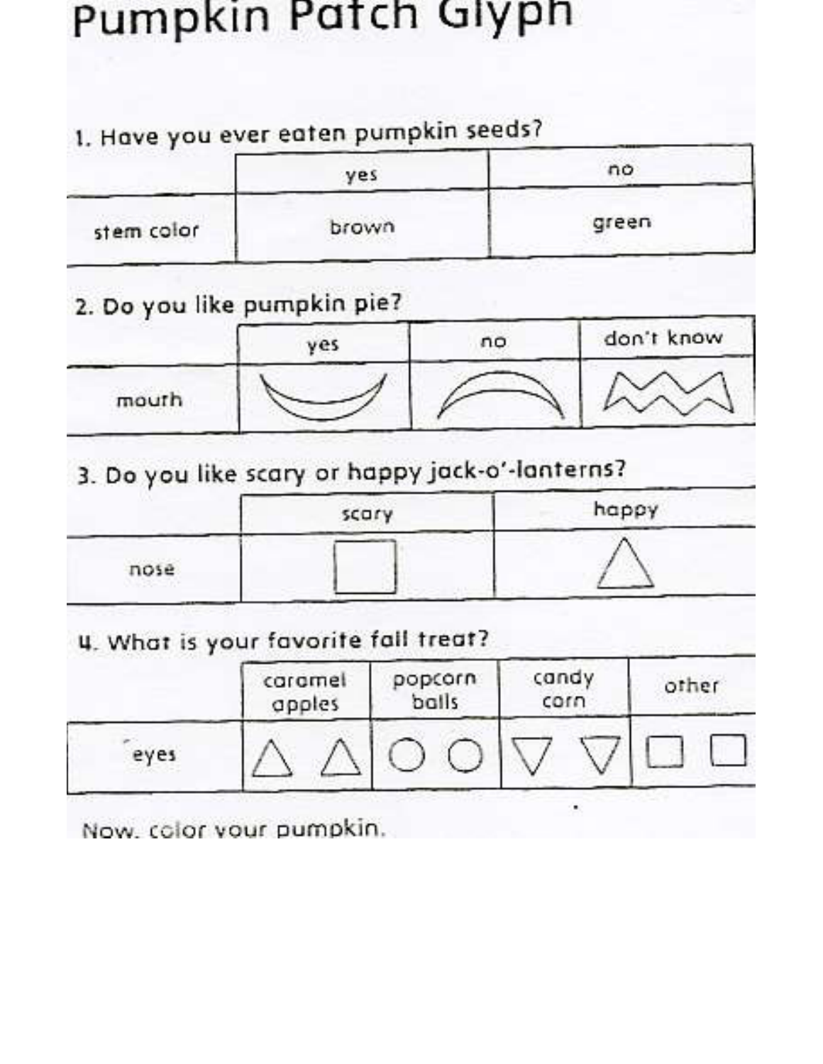# Pumpkin Patch Glyph

1. Have you ever eaten pumpkin seeds?

| | yes | no |
|---|---|---|
| stem color | brown | green |

2. Do you like pumpkin pie?

| | yes | no | don't know |
|---|---|---|---|
| mouth | ◡ | ◠ | ⩘⩘ |

3. Do you like scary or happy jack-o'-lanterns?

| | scary | happy |
|---|---|---|
| nose | □ | △ |

4. What is your favorite fall treat?

| | caramel apples | popcorn balls | candy corn | other |
|---|---|---|---|---|
| eyes | △ △ | ○ ○ | ▽ ▽ | □ □ |

Now, color your pumpkin.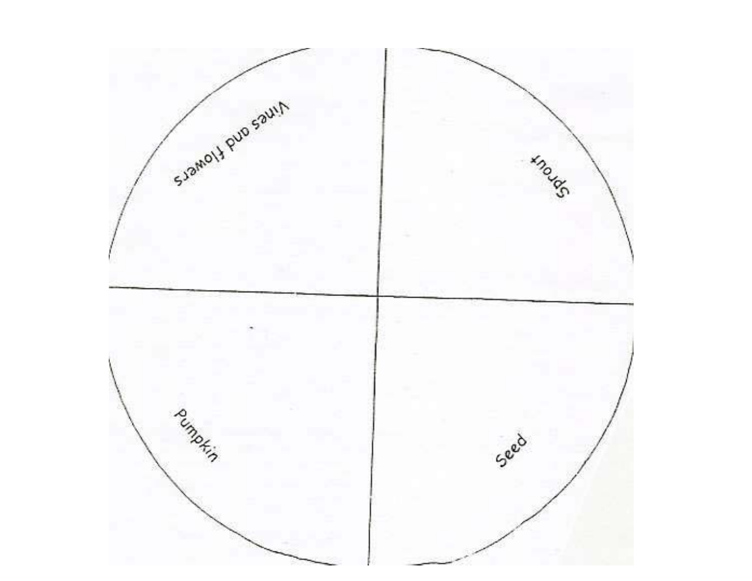Vines and flowers

Sprout

Pumpkin

Seed